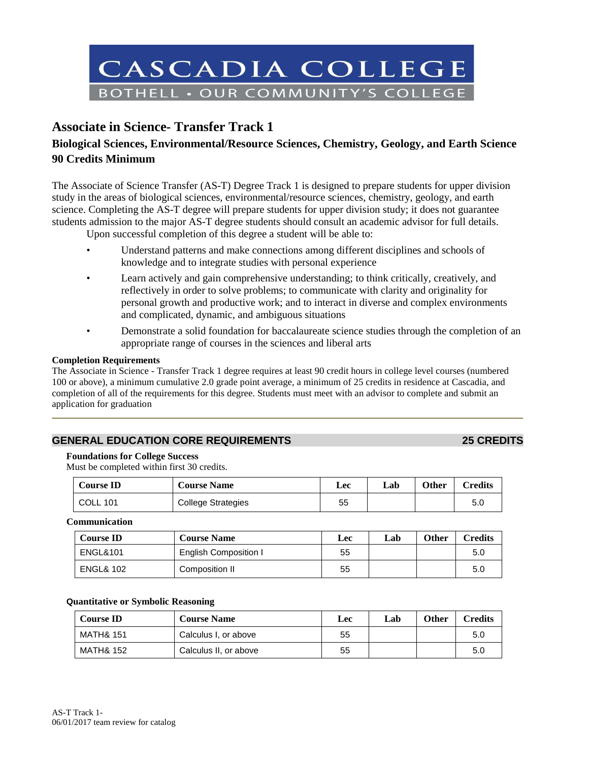# CASCADIA COLLEGE

BOTHELL • OUR COMMUNITY'S COLLEGE

## Associate in Science- Transfer Track 1

### Biological Sciences, Environmental/Resource Sciences, Chemistry, Geology, and Earth Science
### 90 Credits Minimum

The Associate of Science Transfer (AS-T) Degree Track 1 is designed to prepare students for upper division study in the areas of biological sciences, environmental/resource sciences, chemistry, geology, and earth science. Completing the AS-T degree will prepare students for upper division study; it does not guarantee students admission to the major AS-T degree students should consult an academic advisor for full details.

Upon successful completion of this degree a student will be able to:

- Understand patterns and make connections among different disciplines and schools of knowledge and to integrate studies with personal experience
- Learn actively and gain comprehensive understanding; to think critically, creatively, and reflectively in order to solve problems; to communicate with clarity and originality for personal growth and productive work; and to interact in diverse and complex environments and complicated, dynamic, and ambiguous situations
- Demonstrate a solid foundation for baccalaureate science studies through the completion of an appropriate range of courses in the sciences and liberal arts

**Completion Requirements**

The Associate in Science - Transfer Track 1 degree requires at least 90 credit hours in college level courses (numbered 100 or above), a minimum cumulative 2.0 grade point average, a minimum of 25 credits in residence at Cascadia, and completion of all of the requirements for this degree. Students must meet with an advisor to complete and submit an application for graduation

---

## GENERAL EDUCATION CORE REQUIREMENTS — 25 CREDITS

**Foundations for College Success**

Must be completed within first 30 credits.

| Course ID | Course Name | Lec | Lab | Other | Credits |
|---|---|---|---|---|---|
| COLL 101 | College Strategies | 55 | | | 5.0 |

**Communication**

| Course ID | Course Name | Lec | Lab | Other | Credits |
|---|---|---|---|---|---|
| ENGL&101 | English Composition I | 55 | | | 5.0 |
| ENGL& 102 | Composition II | 55 | | | 5.0 |

**Quantitative or Symbolic Reasoning**

| Course ID | Course Name | Lec | Lab | Other | Credits |
|---|---|---|---|---|---|
| MATH& 151 | Calculus I, or above | 55 | | | 5.0 |
| MATH& 152 | Calculus II, or above | 55 | | | 5.0 |

AS-T Track 1-
06/01/2017 team review for catalog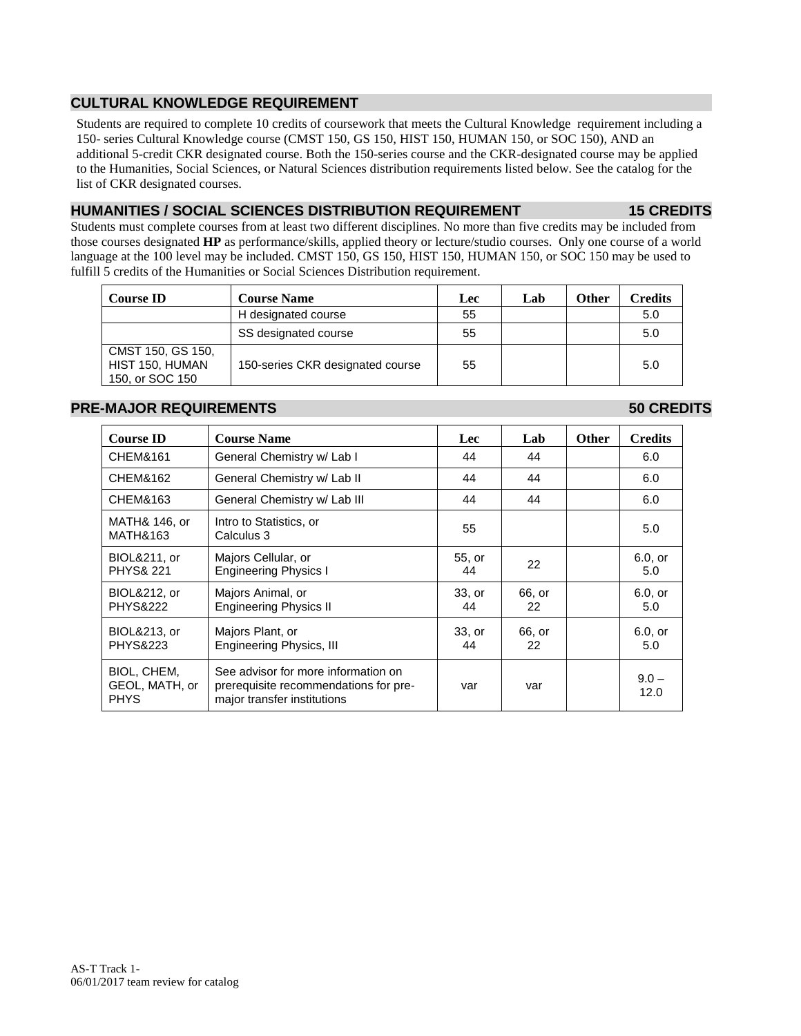## CULTURAL KNOWLEDGE REQUIREMENT

Students are required to complete 10 credits of coursework that meets the Cultural Knowledge requirement including a 150- series Cultural Knowledge course (CMST 150, GS 150, HIST 150, HUMAN 150, or SOC 150), AND an additional 5-credit CKR designated course. Both the 150-series course and the CKR-designated course may be applied to the Humanities, Social Sciences, or Natural Sciences distribution requirements listed below. See the catalog for the list of CKR designated courses.

## HUMANITIES / SOCIAL SCIENCES DISTRIBUTION REQUIREMENT 15 CREDITS

Students must complete courses from at least two different disciplines. No more than five credits may be included from those courses designated **HP** as performance/skills, applied theory or lecture/studio courses. Only one course of a world language at the 100 level may be included. CMST 150, GS 150, HIST 150, HUMAN 150, or SOC 150 may be used to fulfill 5 credits of the Humanities or Social Sciences Distribution requirement.

| Course ID | Course Name | Lec | Lab | Other | Credits |
|---|---|---|---|---|---|
| | H designated course | 55 | | | 5.0 |
| | SS designated course | 55 | | | 5.0 |
| CMST 150, GS 150, HIST 150, HUMAN 150, or SOC 150 | 150-series CKR designated course | 55 | | | 5.0 |

## PRE-MAJOR REQUIREMENTS 50 CREDITS

| Course ID | Course Name | Lec | Lab | Other | Credits |
|---|---|---|---|---|---|
| CHEM&161 | General Chemistry w/ Lab I | 44 | 44 | | 6.0 |
| CHEM&162 | General Chemistry w/ Lab II | 44 | 44 | | 6.0 |
| CHEM&163 | General Chemistry w/ Lab III | 44 | 44 | | 6.0 |
| MATH& 146, or MATH&163 | Intro to Statistics, or Calculus 3 | 55 | | | 5.0 |
| BIOL&211, or PHYS& 221 | Majors Cellular, or Engineering Physics I | 55, or 44 | 22 | | 6.0, or 5.0 |
| BIOL&212, or PHYS&222 | Majors Animal, or Engineering Physics II | 33, or 44 | 66, or 22 | | 6.0, or 5.0 |
| BIOL&213, or PHYS&223 | Majors Plant, or Engineering Physics, III | 33, or 44 | 66, or 22 | | 6.0, or 5.0 |
| BIOL, CHEM, GEOL, MATH, or PHYS | See advisor for more information on prerequisite recommendations for pre-major transfer institutions | var | var | | 9.0 – 12.0 |

AS-T Track 1-
06/01/2017 team review for catalog